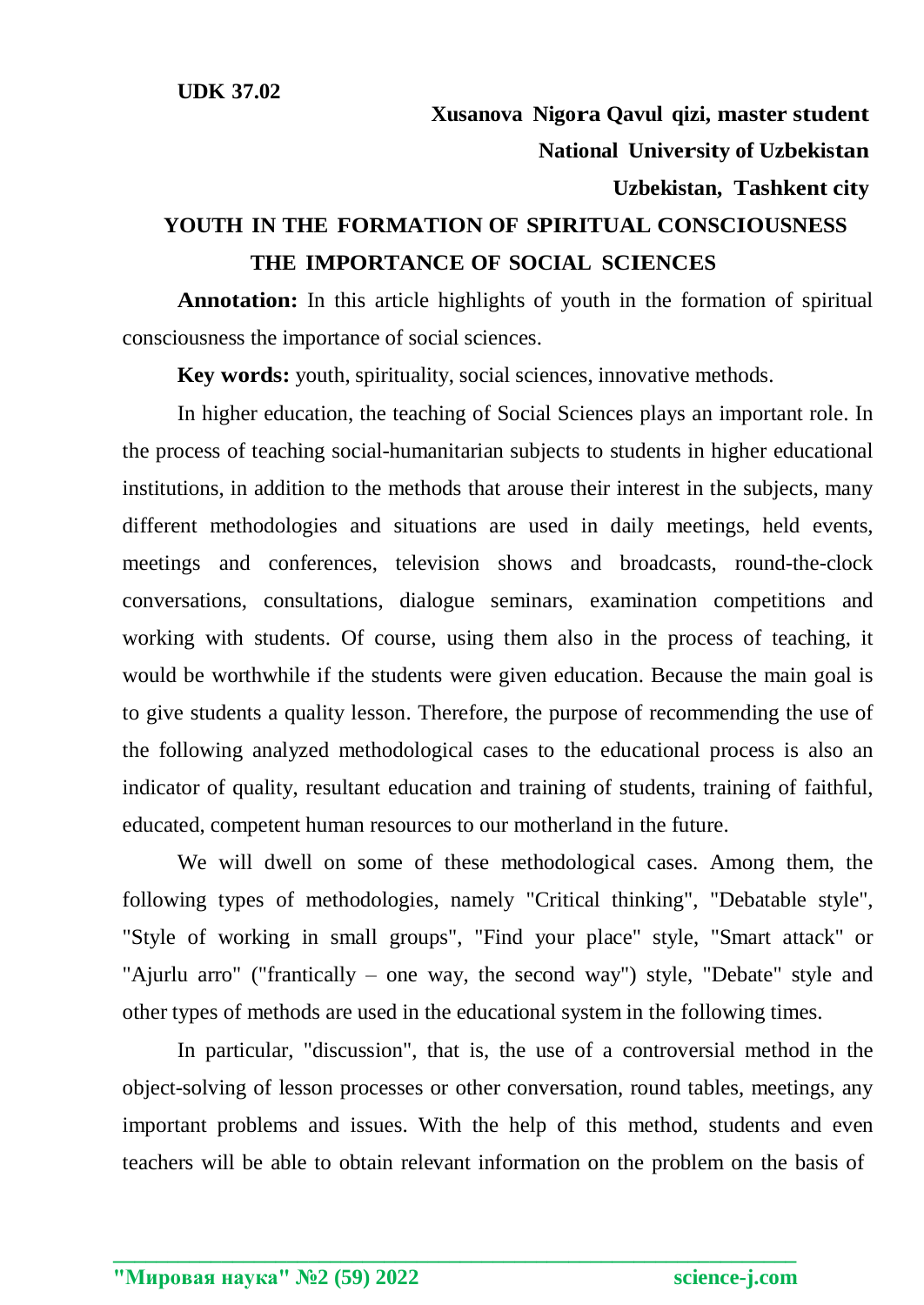UDK 37.02

**Xusanova Nigora Qavul qizi, master student**
**National University of Uzbekistan**
**Uzbekistan, Tashkent city**

# YOUTH IN THE FORMATION OF SPIRITUAL CONSCIOUSNESS THE IMPORTANCE OF SOCIAL SCIENCES

**Annotation:** In this article highlights of youth in the formation of spiritual consciousness the importance of social sciences.

**Key words:** youth, spirituality, social sciences, innovative methods.

In higher education, the teaching of Social Sciences plays an important role. In the process of teaching social-humanitarian subjects to students in higher educational institutions, in addition to the methods that arouse their interest in the subjects, many different methodologies and situations are used in daily meetings, held events, meetings and conferences, television shows and broadcasts, round-the-clock conversations, consultations, dialogue seminars, examination competitions and working with students. Of course, using them also in the process of teaching, it would be worthwhile if the students were given education. Because the main goal is to give students a quality lesson. Therefore, the purpose of recommending the use of the following analyzed methodological cases to the educational process is also an indicator of quality, resultant education and training of students, training of faithful, educated, competent human resources to our motherland in the future.

We will dwell on some of these methodological cases. Among them, the following types of methodologies, namely "Critical thinking", "Debatable style", "Style of working in small groups", "Find your place" style, "Smart attack" or "Ajurlu arro" ("frantically – one way, the second way") style, "Debate" style and other types of methods are used in the educational system in the following times.

In particular, "discussion", that is, the use of a controversial method in the object-solving of lesson processes or other conversation, round tables, meetings, any important problems and issues. With the help of this method, students and even teachers will be able to obtain relevant information on the problem on the basis of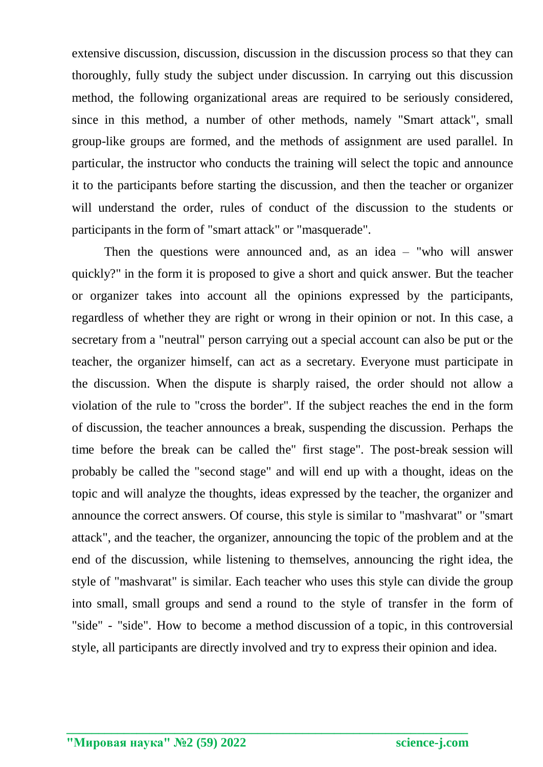extensive discussion, discussion, discussion in the discussion process so that they can thoroughly, fully study the subject under discussion. In carrying out this discussion method, the following organizational areas are required to be seriously considered, since in this method, a number of other methods, namely "Smart attack", small group-like groups are formed, and the methods of assignment are used parallel. In particular, the instructor who conducts the training will select the topic and announce it to the participants before starting the discussion, and then the teacher or organizer will understand the order, rules of conduct of the discussion to the students or participants in the form of "smart attack" or "masquerade".

Then the questions were announced and, as an idea – "who will answer quickly?" in the form it is proposed to give a short and quick answer. But the teacher or organizer takes into account all the opinions expressed by the participants, regardless of whether they are right or wrong in their opinion or not. In this case, a secretary from a "neutral" person carrying out a special account can also be put or the teacher, the organizer himself, can act as a secretary. Everyone must participate in the discussion. When the dispute is sharply raised, the order should not allow a violation of the rule to "cross the border". If the subject reaches the end in the form of discussion, the teacher announces a break, suspending the discussion. Perhaps the time before the break can be called the" first stage". The post-break session will probably be called the "second stage" and will end up with a thought, ideas on the topic and will analyze the thoughts, ideas expressed by the teacher, the organizer and announce the correct answers. Of course, this style is similar to "mashvarat" or "smart attack", and the teacher, the organizer, announcing the topic of the problem and at the end of the discussion, while listening to themselves, announcing the right idea, the style of "mashvarat" is similar. Each teacher who uses this style can divide the group into small, small groups and send a round to the style of transfer in the form of "side" - "side". How to become a method discussion of a topic, in this controversial style, all participants are directly involved and try to express their opinion and idea.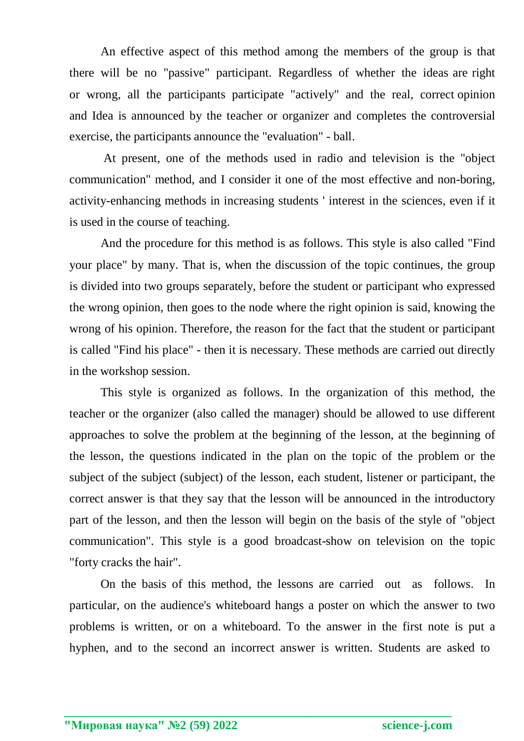An effective aspect of this method among the members of the group is that there will be no "passive" participant. Regardless of whether the ideas are right or wrong, all the participants participate "actively" and the real, correct opinion and Idea is announced by the teacher or organizer and completes the controversial exercise, the participants announce the "evaluation" - ball.

At present, one of the methods used in radio and television is the "object communication" method, and I consider it one of the most effective and non-boring, activity-enhancing methods in increasing students ' interest in the sciences, even if it is used in the course of teaching.

And the procedure for this method is as follows. This style is also called "Find your place" by many. That is, when the discussion of the topic continues, the group is divided into two groups separately, before the student or participant who expressed the wrong opinion, then goes to the node where the right opinion is said, knowing the wrong of his opinion. Therefore, the reason for the fact that the student or participant is called "Find his place" - then it is necessary. These methods are carried out directly in the workshop session.

This style is organized as follows. In the organization of this method, the teacher or the organizer (also called the manager) should be allowed to use different approaches to solve the problem at the beginning of the lesson, at the beginning of the lesson, the questions indicated in the plan on the topic of the problem or the subject of the subject (subject) of the lesson, each student, listener or participant, the correct answer is that they say that the lesson will be announced in the introductory part of the lesson, and then the lesson will begin on the basis of the style of "object communication". This style is a good broadcast-show on television on the topic "forty cracks the hair".

On the basis of this method, the lessons are carried out as follows. In particular, on the audience's whiteboard hangs a poster on which the answer to two problems is written, or on a whiteboard. To the answer in the first note is put a hyphen, and to the second an incorrect answer is written. Students are asked to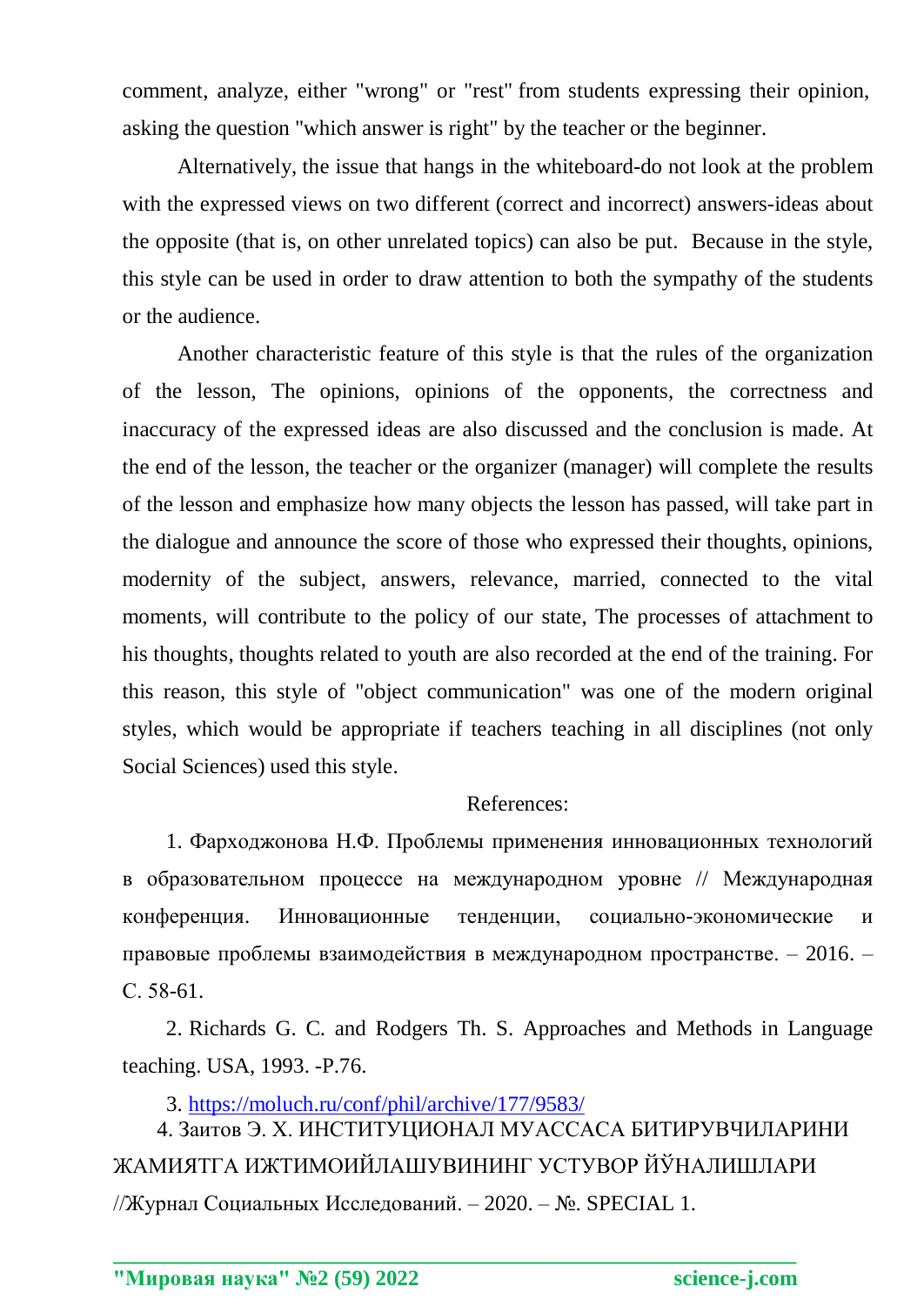comment, analyze, either "wrong" or "rest" from students expressing their opinion, asking the question "which answer is right" by the teacher or the beginner.

Alternatively, the issue that hangs in the whiteboard-do not look at the problem with the expressed views on two different (correct and incorrect) answers-ideas about the opposite (that is, on other unrelated topics) can also be put. Because in the style, this style can be used in order to draw attention to both the sympathy of the students or the audience.

Another characteristic feature of this style is that the rules of the organization of the lesson, The opinions, opinions of the opponents, the correctness and inaccuracy of the expressed ideas are also discussed and the conclusion is made. At the end of the lesson, the teacher or the organizer (manager) will complete the results of the lesson and emphasize how many objects the lesson has passed, will take part in the dialogue and announce the score of those who expressed their thoughts, opinions, modernity of the subject, answers, relevance, married, connected to the vital moments, will contribute to the policy of our state, The processes of attachment to his thoughts, thoughts related to youth are also recorded at the end of the training. For this reason, this style of "object communication" was one of the modern original styles, which would be appropriate if teachers teaching in all disciplines (not only Social Sciences) used this style.

References:

1. Фарходжонова Н.Ф. Проблемы применения инновационных технологий в образовательном процессе на международном уровне // Международная конференция. Инновационные тенденции, социально-экономические и правовые проблемы взаимодействия в международном пространстве. – 2016. – С. 58-61.

2. Richards G. C. and Rodgers Th. S. Approaches and Methods in Language teaching. USA, 1993. -P.76.

3. https://moluch.ru/conf/phil/archive/177/9583/

4. Заитов Э. Х. ИНСТИТУЦИОНАЛ МУАССАСА БИТИРУВЧИЛАРИНИ ЖАМИЯТГА ИЖТИМОИЙЛАШУВИНИНГ УСТУВОР ЙЎНАЛИШЛАРИ //Журнал Социальных Исследований. – 2020. – №. SPECIAL 1.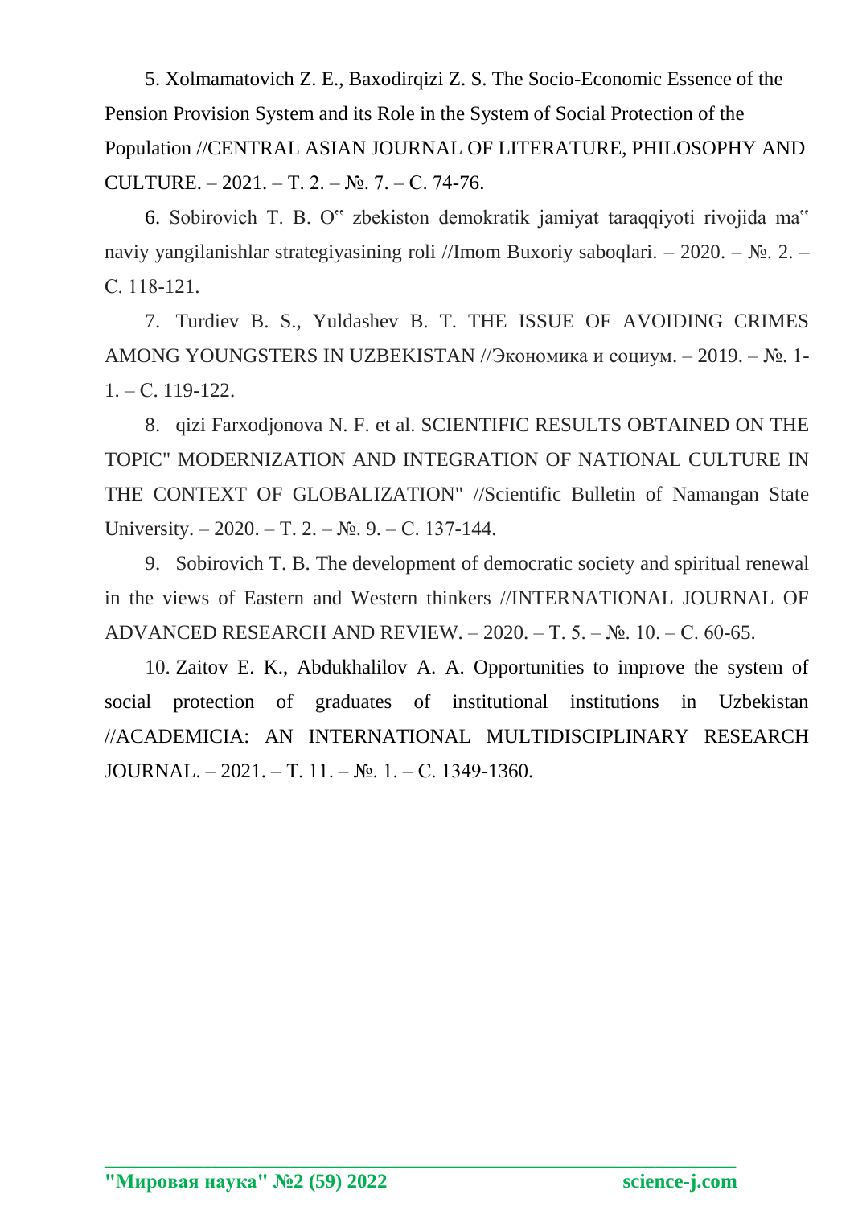5. Xolmamatovich Z. E., Baxodirqizi Z. S. The Socio-Economic Essence of the Pension Provision System and its Role in the System of Social Protection of the Population //CENTRAL ASIAN JOURNAL OF LITERATURE, PHILOSOPHY AND CULTURE. – 2021. – Т. 2. – №. 7. – С. 74-76.

6. Sobirovich T. B. O�even zbekiston demokratik jamiyat taraqqiyoti rivojida ma‵‵ naviy yangilanishlar strategiyasining roli //Imom Buxoriy saboqlari. – 2020. – №. 2. – С. 118-121.

7. Turdiev B. S., Yuldashev B. T. THE ISSUE OF AVOIDING CRIMES AMONG YOUNGSTERS IN UZBEKISTAN //Экономика и социум. – 2019. – №. 1-1. – С. 119-122.

8. qizi Farxodjonova N. F. et al. SCIENTIFIC RESULTS OBTAINED ON THE TOPIC" MODERNIZATION AND INTEGRATION OF NATIONAL CULTURE IN THE CONTEXT OF GLOBALIZATION" //Scientific Bulletin of Namangan State University. – 2020. – Т. 2. – №. 9. – С. 137-144.

9. Sobirovich T. B. The development of democratic society and spiritual renewal in the views of Eastern and Western thinkers //INTERNATIONAL JOURNAL OF ADVANCED RESEARCH AND REVIEW. – 2020. – Т. 5. – №. 10. – С. 60-65.

10. Zaitov E. K., Abdukhalilov A. A. Opportunities to improve the system of social protection of graduates of institutional institutions in Uzbekistan //ACADEMICIA: AN INTERNATIONAL MULTIDISCIPLINARY RESEARCH JOURNAL. – 2021. – Т. 11. – №. 1. – С. 1349-1360.